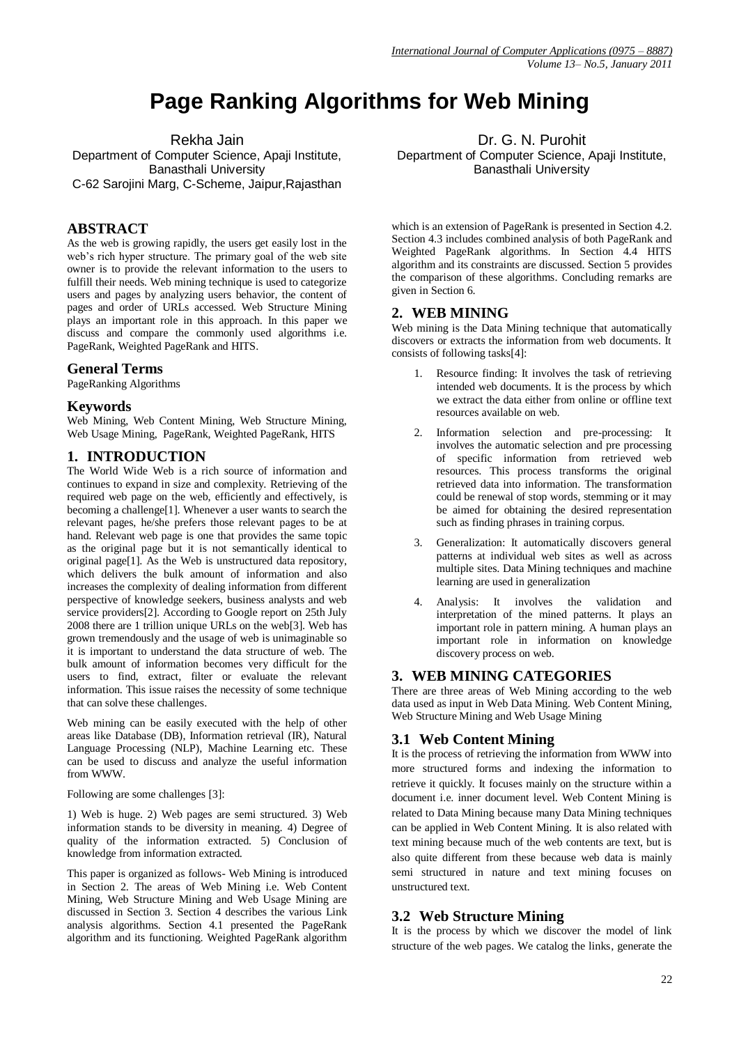# Page Ranking Algorithms for Web Mining

Rekha Jain
Department of Computer Science, Apaji Institute, Banasthali University
C-62 Sarojini Marg, C-Scheme, Jaipur,Rajasthan

Dr. G. N. Purohit
Department of Computer Science, Apaji Institute, Banasthali University

## ABSTRACT

As the web is growing rapidly, the users get easily lost in the web's rich hyper structure. The primary goal of the web site owner is to provide the relevant information to the users to fulfill their needs. Web mining technique is used to categorize users and pages by analyzing users behavior, the content of pages and order of URLs accessed. Web Structure Mining plays an important role in this approach. In this paper we discuss and compare the commonly used algorithms i.e. PageRank, Weighted PageRank and HITS.

## General Terms

PageRanking Algorithms

## Keywords

Web Mining, Web Content Mining, Web Structure Mining, Web Usage Mining, PageRank, Weighted PageRank, HITS

## 1. INTRODUCTION

The World Wide Web is a rich source of information and continues to expand in size and complexity. Retrieving of the required web page on the web, efficiently and effectively, is becoming a challenge[1]. Whenever a user wants to search the relevant pages, he/she prefers those relevant pages to be at hand. Relevant web page is one that provides the same topic as the original page but it is not semantically identical to original page[1]. As the Web is unstructured data repository, which delivers the bulk amount of information and also increases the complexity of dealing information from different perspective of knowledge seekers, business analysts and web service providers[2]. According to Google report on 25th July 2008 there are 1 trillion unique URLs on the web[3]. Web has grown tremendously and the usage of web is unimaginable so it is important to understand the data structure of web. The bulk amount of information becomes very difficult for the users to find, extract, filter or evaluate the relevant information. This issue raises the necessity of some technique that can solve these challenges.

Web mining can be easily executed with the help of other areas like Database (DB), Information retrieval (IR), Natural Language Processing (NLP), Machine Learning etc. These can be used to discuss and analyze the useful information from WWW.

Following are some challenges [3]:

1) Web is huge. 2) Web pages are semi structured. 3) Web information stands to be diversity in meaning. 4) Degree of quality of the information extracted. 5) Conclusion of knowledge from information extracted.

This paper is organized as follows- Web Mining is introduced in Section 2. The areas of Web Mining i.e. Web Content Mining, Web Structure Mining and Web Usage Mining are discussed in Section 3. Section 4 describes the various Link analysis algorithms. Section 4.1 presented the PageRank algorithm and its functioning. Weighted PageRank algorithm which is an extension of PageRank is presented in Section 4.2. Section 4.3 includes combined analysis of both PageRank and Weighted PageRank algorithms. In Section 4.4 HITS algorithm and its constraints are discussed. Section 5 provides the comparison of these algorithms. Concluding remarks are given in Section 6.

## 2. WEB MINING

Web mining is the Data Mining technique that automatically discovers or extracts the information from web documents. It consists of following tasks[4]:

1. Resource finding: It involves the task of retrieving intended web documents. It is the process by which we extract the data either from online or offline text resources available on web.
2. Information selection and pre-processing: It involves the automatic selection and pre processing of specific information from retrieved web resources. This process transforms the original retrieved data into information. The transformation could be renewal of stop words, stemming or it may be aimed for obtaining the desired representation such as finding phrases in training corpus.
3. Generalization: It automatically discovers general patterns at individual web sites as well as across multiple sites. Data Mining techniques and machine learning are used in generalization
4. Analysis: It involves the validation and interpretation of the mined patterns. It plays an important role in pattern mining. A human plays an important role in information on knowledge discovery process on web.

## 3. WEB MINING CATEGORIES

There are three areas of Web Mining according to the web data used as input in Web Data Mining. Web Content Mining, Web Structure Mining and Web Usage Mining

### 3.1 Web Content Mining

It is the process of retrieving the information from WWW into more structured forms and indexing the information to retrieve it quickly. It focuses mainly on the structure within a document i.e. inner document level. Web Content Mining is related to Data Mining because many Data Mining techniques can be applied in Web Content Mining. It is also related with text mining because much of the web contents are text, but is also quite different from these because web data is mainly semi structured in nature and text mining focuses on unstructured text.

### 3.2 Web Structure Mining

It is the process by which we discover the model of link structure of the web pages. We catalog the links, generate the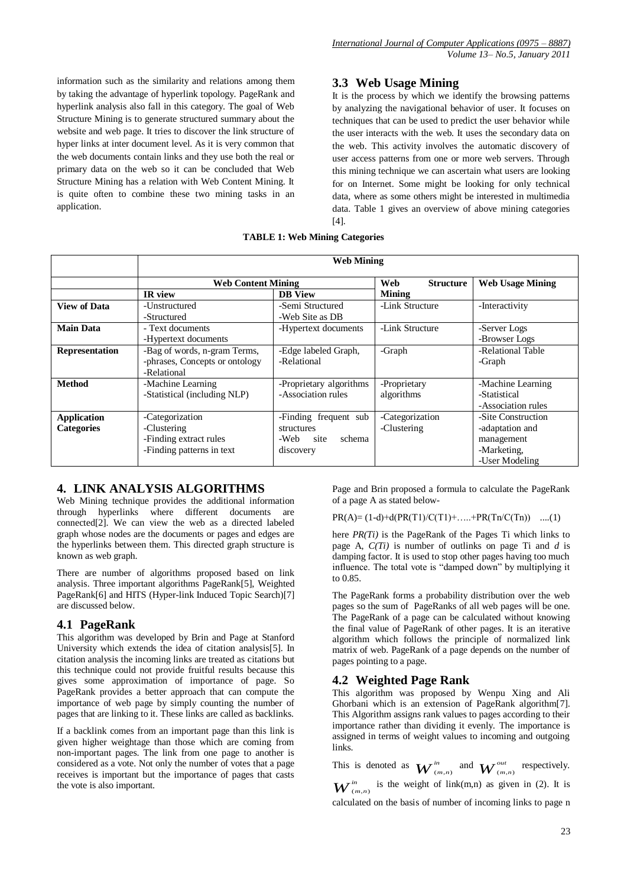information such as the similarity and relations among them by taking the advantage of hyperlink topology. PageRank and hyperlink analysis also fall in this category. The goal of Web Structure Mining is to generate structured summary about the website and web page. It tries to discover the link structure of hyper links at inter document level. As it is very common that the web documents contain links and they use both the real or primary data on the web so it can be concluded that Web Structure Mining has a relation with Web Content Mining. It is quite often to combine these two mining tasks in an application.

## 3.3 Web Usage Mining

It is the process by which we identify the browsing patterns by analyzing the navigational behavior of user. It focuses on techniques that can be used to predict the user behavior while the user interacts with the web. It uses the secondary data on the web. This activity involves the automatic discovery of user access patterns from one or more web servers. Through this mining technique we can ascertain what users are looking for on Internet. Some might be looking for only technical data, where as some others might be interested in multimedia data. Table 1 gives an overview of above mining categories [4].

**TABLE 1: Web Mining Categories**

| | Web Mining | | | |
|---|---|---|---|---|
| | Web Content Mining | | Web Structure Mining | Web Usage Mining |
| | IR view | DB View | | |
| **View of Data** | -Unstructured<br>-Structured | -Semi Structured<br>-Web Site as DB | -Link Structure | -Interactivity |
| **Main Data** | - Text documents<br>-Hypertext documents | -Hypertext documents | -Link Structure | -Server Logs<br>-Browser Logs |
| **Representation** | -Bag of words, n-gram Terms,<br>-phrases, Concepts or ontology<br>-Relational | -Edge labeled Graph,<br>-Relational | -Graph | -Relational Table<br>-Graph |
| **Method** | -Machine Learning<br>-Statistical (including NLP) | -Proprietary algorithms<br>-Association rules | -Proprietary algorithms | -Machine Learning<br>-Statistical<br>-Association rules |
| **Application Categories** | -Categorization<br>-Clustering<br>-Finding extract rules<br>-Finding patterns in text | -Finding frequent sub structures<br>-Web site schema discovery | -Categorization<br>-Clustering | -Site Construction<br>-adaptation and management<br>-Marketing,<br>-User Modeling |

# 4. LINK ANALYSIS ALGORITHMS

Web Mining technique provides the additional information through hyperlinks where different documents are connected[2]. We can view the web as a directed labeled graph whose nodes are the documents or pages and edges are the hyperlinks between them. This directed graph structure is known as web graph.

There are number of algorithms proposed based on link analysis. Three important algorithms PageRank[5], Weighted PageRank[6] and HITS (Hyper-link Induced Topic Search)[7] are discussed below.

## 4.1 PageRank

This algorithm was developed by Brin and Page at Stanford University which extends the idea of citation analysis[5]. In citation analysis the incoming links are treated as citations but this technique could not provide fruitful results because this gives some approximation of importance of page. So PageRank provides a better approach that can compute the importance of web page by simply counting the number of pages that are linking to it. These links are called as backlinks.

If a backlink comes from an important page than this link is given higher weightage than those which are coming from non-important pages. The link from one page to another is considered as a vote. Not only the number of votes that a page receives is important but the importance of pages that casts the vote is also important.

Page and Brin proposed a formula to calculate the PageRank of a page A as stated below-

$$PR(A)= (1-d)+d(PR(T1)/C(T1)+\ldots..+PR(Tn/C(Tn)) \quad ....(1)$$

here *PR(Ti)* is the PageRank of the Pages Ti which links to page A, *C(Ti)* is number of outlinks on page Ti and *d* is damping factor. It is used to stop other pages having too much influence. The total vote is "damped down" by multiplying it to 0.85.

The PageRank forms a probability distribution over the web pages so the sum of PageRanks of all web pages will be one. The PageRank of a page can be calculated without knowing the final value of PageRank of other pages. It is an iterative algorithm which follows the principle of normalized link matrix of web. PageRank of a page depends on the number of pages pointing to a page.

## 4.2 Weighted Page Rank

This algorithm was proposed by Wenpu Xing and Ali Ghorbani which is an extension of PageRank algorithm[7]. This Algorithm assigns rank values to pages according to their importance rather than dividing it evenly. The importance is assigned in terms of weight values to incoming and outgoing links.

This is denoted as $W^{in}_{(m,n)}$ and $W^{out}_{(m,n)}$ respectively. $W^{in}_{(m,n)}$ is the weight of link(m,n) as given in (2). It is calculated on the basis of number of incoming links to page n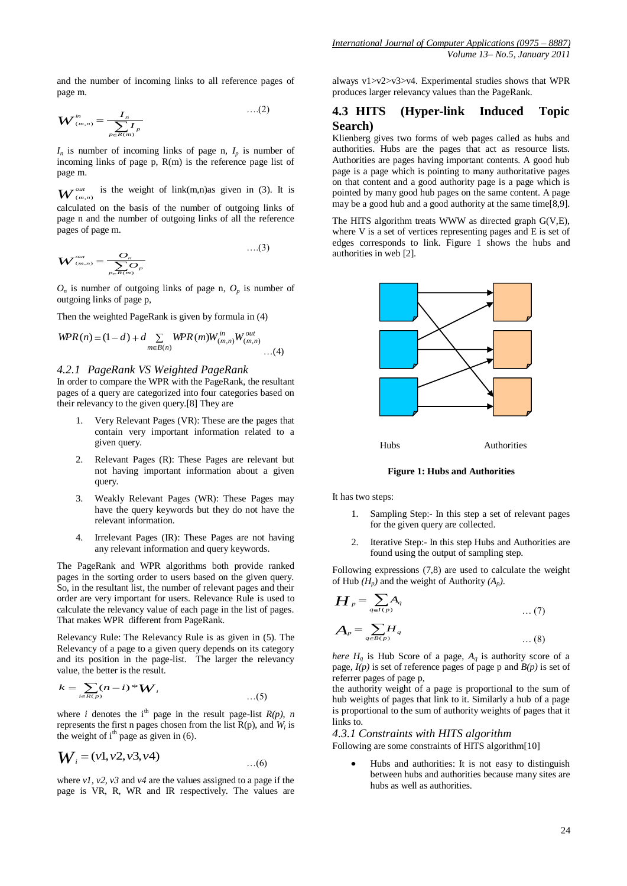and the number of incoming links to all reference pages of page m.

$$W^{in}_{(m,n)} = \frac{I_n}{\sum_{p \in R(m)} I_p} \quad \text{....(2)}$$

$I_n$ is number of incoming links of page n, $I_p$ is number of incoming links of page p, R(m) is the reference page list of page m.

$W^{out}_{(m,n)}$ is the weight of link(m,n)as given in (3). It is calculated on the basis of the number of outgoing links of page n and the number of outgoing links of all the reference pages of page m.

$$W^{out}_{(m,n)} = \frac{O_n}{\sum_{p \in R(m)} O_p} \quad \text{....(3)}$$

$O_n$ is number of outgoing links of page n, $O_p$ is number of outgoing links of page p,

Then the weighted PageRank is given by formula in (4)

$$WPR(n) = (1-d) + d \sum_{m \in B(n)} WPR(m) W^{in}_{(m,n)} W^{out}_{(m,n)} \quad \text{...(4)}$$

### *4.2.1 PageRank VS Weighted PageRank*

In order to compare the WPR with the PageRank, the resultant pages of a query are categorized into four categories based on their relevancy to the given query.[8] They are

1. Very Relevant Pages (VR): These are the pages that contain very important information related to a given query.
2. Relevant Pages (R): These Pages are relevant but not having important information about a given query.
3. Weakly Relevant Pages (WR): These Pages may have the query keywords but they do not have the relevant information.
4. Irrelevant Pages (IR): These Pages are not having any relevant information and query keywords.

The PageRank and WPR algorithms both provide ranked pages in the sorting order to users based on the given query. So, in the resultant list, the number of relevant pages and their order are very important for users. Relevance Rule is used to calculate the relevancy value of each page in the list of pages. That makes WPR different from PageRank.

Relevancy Rule: The Relevancy Rule is as given in (5). The Relevancy of a page to a given query depends on its category and its position in the page-list. The larger the relevancy value, the better is the result.

$$k = \sum_{i \in R(p)} (n-i) * W_i \quad \text{...(5)}$$

where $i$ denotes the $i^{th}$ page in the result page-list $R(p)$, $n$ represents the first n pages chosen from the list R(p), and $W_i$ is the weight of $i^{th}$ page as given in (6).

$$W_i = (v1, v2, v3, v4) \quad \text{...(6)}$$

where *v1*, *v2*, *v3* and *v4* are the values assigned to a page if the page is VR, R, WR and IR respectively. The values are always v1>v2>v3>v4. Experimental studies shows that WPR produces larger relevancy values than the PageRank.

## 4.3 HITS (Hyper-link Induced Topic Search)

Klienberg gives two forms of web pages called as hubs and authorities. Hubs are the pages that act as resource lists. Authorities are pages having important contents. A good hub page is a page which is pointing to many authoritative pages on that content and a good authority page is a page which is pointed by many good hub pages on the same content. A page may be a good hub and a good authority at the same time[8,9].

The HITS algorithm treats WWW as directed graph G(V,E), where V is a set of vertices representing pages and E is set of edges corresponds to link. Figure 1 shows the hubs and authorities in web [2].

Hubs Authorities

**Figure 1: Hubs and Authorities**

It has two steps:

1. Sampling Step:- In this step a set of relevant pages for the given query are collected.
2. Iterative Step:- In this step Hubs and Authorities are found using the output of sampling step.

Following expressions (7,8) are used to calculate the weight of Hub *($H_p$)* and the weight of Authority *($A_p$)*.

$$H_p = \sum_{q \in I(p)} A_q \quad \text{... (7)}$$

$$A_p = \sum_{q \in B(p)} H_q \quad \text{... (8)}$$

*here* $H_q$ is Hub Score of a page, $A_q$ is authority score of a page, $I(p)$ is set of reference pages of page p and $B(p)$ is set of referrer pages of page p,

the authority weight of a page is proportional to the sum of hub weights of pages that link to it. Similarly a hub of a page is proportional to the sum of authority weights of pages that it links to.

### *4.3.1 Constraints with HITS algorithm*

Following are some constraints of HITS algorithm[10]

- Hubs and authorities: It is not easy to distinguish between hubs and authorities because many sites are hubs as well as authorities.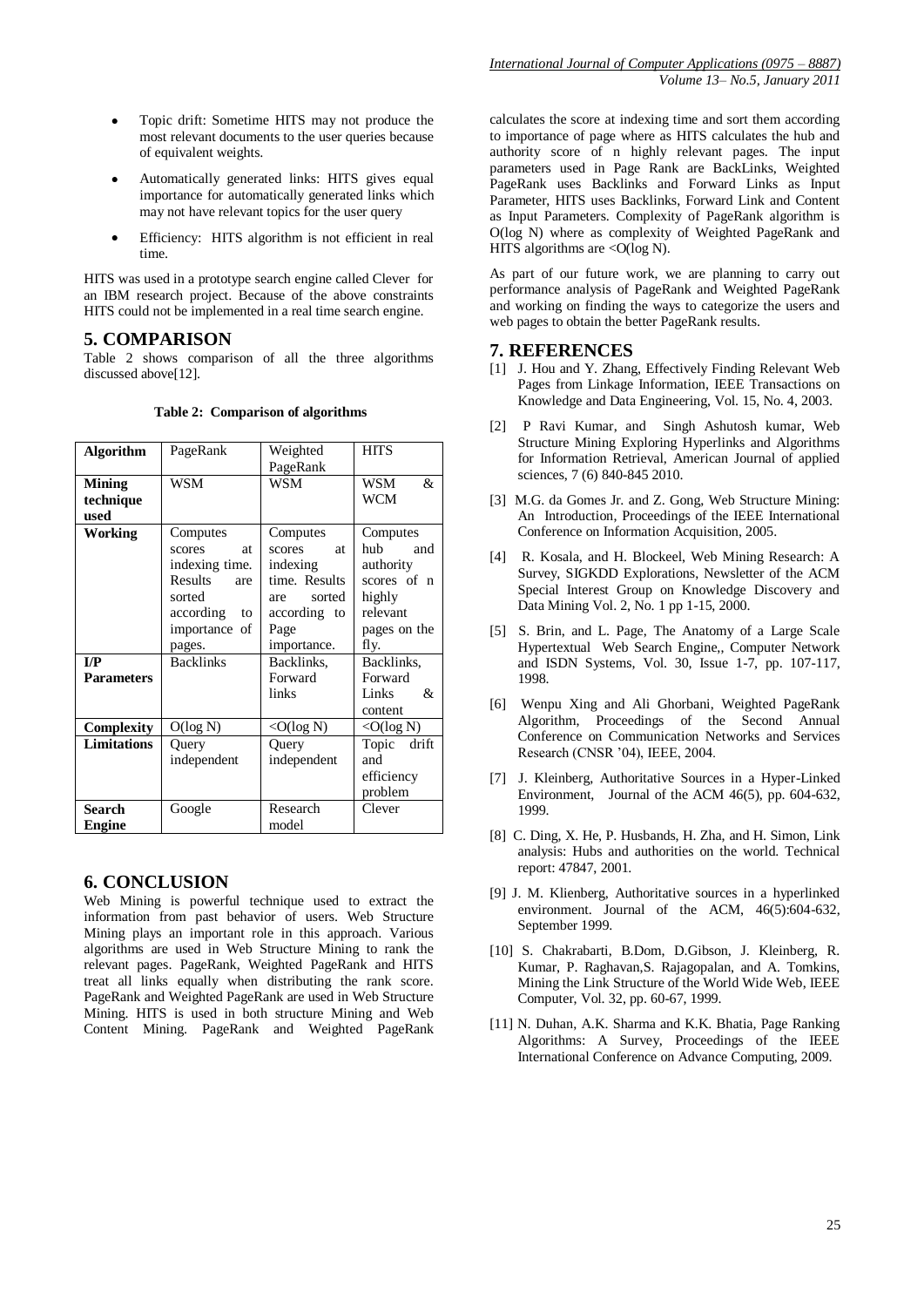- Topic drift: Sometime HITS may not produce the most relevant documents to the user queries because of equivalent weights.
- Automatically generated links: HITS gives equal importance for automatically generated links which may not have relevant topics for the user query
- Efficiency: HITS algorithm is not efficient in real time.

HITS was used in a prototype search engine called Clever for an IBM research project. Because of the above constraints HITS could not be implemented in a real time search engine.

## 5. COMPARISON

Table 2 shows comparison of all the three algorithms discussed above[12].

**Table 2: Comparison of algorithms**

| **Algorithm** | PageRank | Weighted PageRank | HITS |
|---|---|---|---|
| **Mining technique used** | WSM | WSM | WSM & WCM |
| **Working** | Computes scores at indexing time. Results are sorted according to importance of pages. | Computes scores at indexing time. Results sorted are according to Page importance. | Computes hub and authority scores of n highly relevant pages on the fly. |
| **I/P Parameters** | Backlinks | Backlinks, Forward links | Backlinks, Forward Links & content |
| **Complexity** | O(log N) | <O(log N) | <O(log N) |
| **Limitations** | Query independent | Query independent | Topic drift and efficiency problem |
| **Search Engine** | Google | Research model | Clever |

## 6. CONCLUSION

Web Mining is powerful technique used to extract the information from past behavior of users. Web Structure Mining plays an important role in this approach. Various algorithms are used in Web Structure Mining to rank the relevant pages. PageRank, Weighted PageRank and HITS treat all links equally when distributing the rank score. PageRank and Weighted PageRank are used in Web Structure Mining. HITS is used in both structure Mining and Web Content Mining. PageRank and Weighted PageRank calculates the score at indexing time and sort them according to importance of page where as HITS calculates the hub and authority score of n highly relevant pages. The input parameters used in Page Rank are BackLinks, Weighted PageRank uses Backlinks and Forward Links as Input Parameter, HITS uses Backlinks, Forward Link and Content as Input Parameters. Complexity of PageRank algorithm is O(log N) where as complexity of Weighted PageRank and HITS algorithms are <O(log N).

As part of our future work, we are planning to carry out performance analysis of PageRank and Weighted PageRank and working on finding the ways to categorize the users and web pages to obtain the better PageRank results.

## 7. REFERENCES

[1] J. Hou and Y. Zhang, Effectively Finding Relevant Web Pages from Linkage Information, IEEE Transactions on Knowledge and Data Engineering, Vol. 15, No. 4, 2003.

[2] P Ravi Kumar, and Singh Ashutosh kumar, Web Structure Mining Exploring Hyperlinks and Algorithms for Information Retrieval, American Journal of applied sciences, 7 (6) 840-845 2010.

[3] M.G. da Gomes Jr. and Z. Gong, Web Structure Mining: An Introduction, Proceedings of the IEEE International Conference on Information Acquisition, 2005.

[4] R. Kosala, and H. Blockeel, Web Mining Research: A Survey, SIGKDD Explorations, Newsletter of the ACM Special Interest Group on Knowledge Discovery and Data Mining Vol. 2, No. 1 pp 1-15, 2000.

[5] S. Brin, and L. Page, The Anatomy of a Large Scale Hypertextual Web Search Engine,, Computer Network and ISDN Systems, Vol. 30, Issue 1-7, pp. 107-117, 1998.

[6] Wenpu Xing and Ali Ghorbani, Weighted PageRank Algorithm, Proceedings of the Second Annual Conference on Communication Networks and Services Research (CNSR '04), IEEE, 2004.

[7] J. Kleinberg, Authoritative Sources in a Hyper-Linked Environment, Journal of the ACM 46(5), pp. 604-632, 1999.

[8] C. Ding, X. He, P. Husbands, H. Zha, and H. Simon, Link analysis: Hubs and authorities on the world. Technical report: 47847, 2001.

[9] J. M. Klienberg, Authoritative sources in a hyperlinked environment. Journal of the ACM, 46(5):604-632, September 1999.

[10] S. Chakrabarti, B.Dom, D.Gibson, J. Kleinberg, R. Kumar, P. Raghavan,S. Rajagopalan, and A. Tomkins, Mining the Link Structure of the World Wide Web, IEEE Computer, Vol. 32, pp. 60-67, 1999.

[11] N. Duhan, A.K. Sharma and K.K. Bhatia, Page Ranking Algorithms: A Survey, Proceedings of the IEEE International Conference on Advance Computing, 2009.